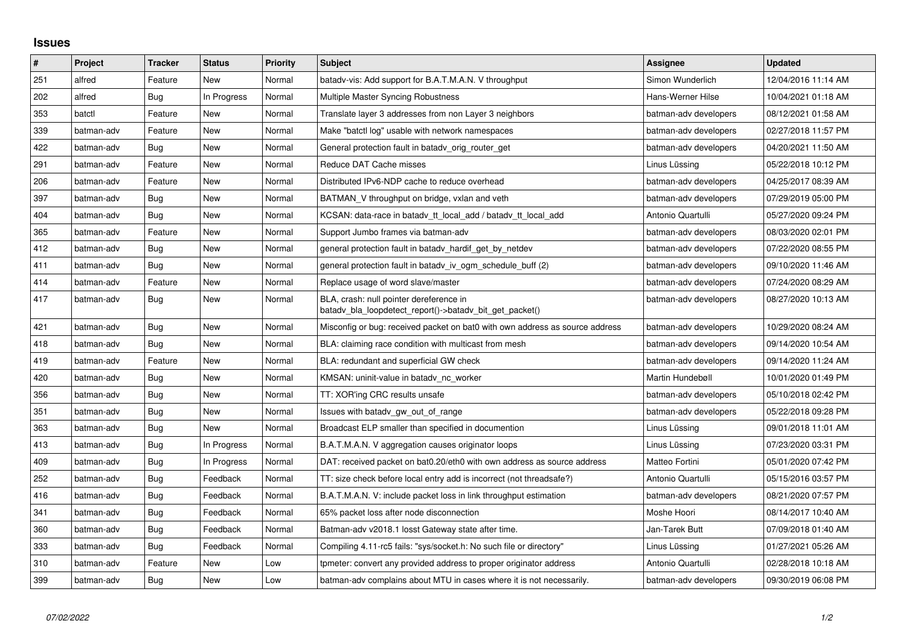## Issues

| # | Project | Tracker | Status | Priority | Subject | Assignee | Updated |
|---|---|---|---|---|---|---|---|
| 251 | alfred | Feature | New | Normal | batadv-vis: Add support for B.A.T.M.A.N. V throughput | Simon Wunderlich | 12/04/2016 11:14 AM |
| 202 | alfred | Bug | In Progress | Normal | Multiple Master Syncing Robustness | Hans-Werner Hilse | 10/04/2021 01:18 AM |
| 353 | batctl | Feature | New | Normal | Translate layer 3 addresses from non Layer 3 neighbors | batman-adv developers | 08/12/2021 01:58 AM |
| 339 | batman-adv | Feature | New | Normal | Make "batctl log" usable with network namespaces | batman-adv developers | 02/27/2018 11:57 PM |
| 422 | batman-adv | Bug | New | Normal | General protection fault in batadv_orig_router_get | batman-adv developers | 04/20/2021 11:50 AM |
| 291 | batman-adv | Feature | New | Normal | Reduce DAT Cache misses | Linus Lüssing | 05/22/2018 10:12 PM |
| 206 | batman-adv | Feature | New | Normal | Distributed IPv6-NDP cache to reduce overhead | batman-adv developers | 04/25/2017 08:39 AM |
| 397 | batman-adv | Bug | New | Normal | BATMAN_V throughput on bridge, vxlan and veth | batman-adv developers | 07/29/2019 05:00 PM |
| 404 | batman-adv | Bug | New | Normal | KCSAN: data-race in batadv_tt_local_add / batadv_tt_local_add | Antonio Quartulli | 05/27/2020 09:24 PM |
| 365 | batman-adv | Feature | New | Normal | Support Jumbo frames via batman-adv | batman-adv developers | 08/03/2020 02:01 PM |
| 412 | batman-adv | Bug | New | Normal | general protection fault in batadv_hardif_get_by_netdev | batman-adv developers | 07/22/2020 08:55 PM |
| 411 | batman-adv | Bug | New | Normal | general protection fault in batadv_iv_ogm_schedule_buff (2) | batman-adv developers | 09/10/2020 11:46 AM |
| 414 | batman-adv | Feature | New | Normal | Replace usage of word slave/master | batman-adv developers | 07/24/2020 08:29 AM |
| 417 | batman-adv | Bug | New | Normal | BLA, crash: null pointer dereference in batadv_bla_loopdetect_report()->batadv_bit_get_packet() | batman-adv developers | 08/27/2020 10:13 AM |
| 421 | batman-adv | Bug | New | Normal | Misconfig or bug: received packet on bat0 with own address as source address | batman-adv developers | 10/29/2020 08:24 AM |
| 418 | batman-adv | Bug | New | Normal | BLA: claiming race condition with multicast from mesh | batman-adv developers | 09/14/2020 10:54 AM |
| 419 | batman-adv | Feature | New | Normal | BLA: redundant and superficial GW check | batman-adv developers | 09/14/2020 11:24 AM |
| 420 | batman-adv | Bug | New | Normal | KMSAN: uninit-value in batadv_nc_worker | Martin Hundebøll | 10/01/2020 01:49 PM |
| 356 | batman-adv | Bug | New | Normal | TT: XOR'ing CRC results unsafe | batman-adv developers | 05/10/2018 02:42 PM |
| 351 | batman-adv | Bug | New | Normal | Issues with batadv_gw_out_of_range | batman-adv developers | 05/22/2018 09:28 PM |
| 363 | batman-adv | Bug | New | Normal | Broadcast ELP smaller than specified in documention | Linus Lüssing | 09/01/2018 11:01 AM |
| 413 | batman-adv | Bug | In Progress | Normal | B.A.T.M.A.N. V aggregation causes originator loops | Linus Lüssing | 07/23/2020 03:31 PM |
| 409 | batman-adv | Bug | In Progress | Normal | DAT: received packet on bat0.20/eth0 with own address as source address | Matteo Fortini | 05/01/2020 07:42 PM |
| 252 | batman-adv | Bug | Feedback | Normal | TT: size check before local entry add is incorrect (not threadsafe?) | Antonio Quartulli | 05/15/2016 03:57 PM |
| 416 | batman-adv | Bug | Feedback | Normal | B.A.T.M.A.N. V: include packet loss in link throughput estimation | batman-adv developers | 08/21/2020 07:57 PM |
| 341 | batman-adv | Bug | Feedback | Normal | 65% packet loss after node disconnection | Moshe Hoori | 08/14/2017 10:40 AM |
| 360 | batman-adv | Bug | Feedback | Normal | Batman-adv v2018.1 losst Gateway state after time. | Jan-Tarek Butt | 07/09/2018 01:40 AM |
| 333 | batman-adv | Bug | Feedback | Normal | Compiling 4.11-rc5 fails: "sys/socket.h: No such file or directory" | Linus Lüssing | 01/27/2021 05:26 AM |
| 310 | batman-adv | Feature | New | Low | tpmeter: convert any provided address to proper originator address | Antonio Quartulli | 02/28/2018 10:18 AM |
| 399 | batman-adv | Bug | New | Low | batman-adv complains about MTU in cases where it is not necessarily. | batman-adv developers | 09/30/2019 06:08 PM |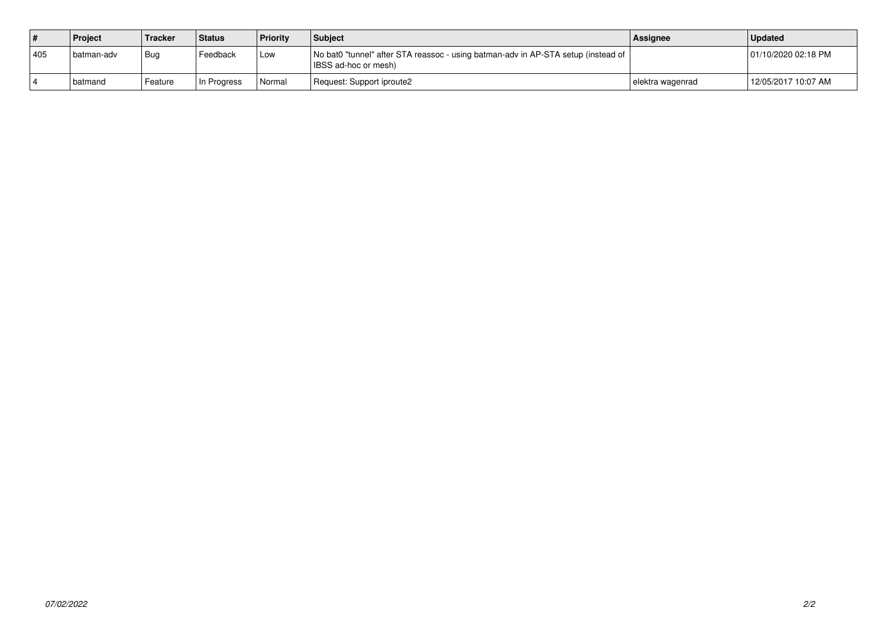| # | Project | Tracker | Status | Priority | Subject | Assignee | Updated |
|---|---|---|---|---|---|---|---|
| 405 | batman-adv | Bug | Feedback | Low | No bat0 "tunnel" after STA reassoc - using batman-adv in AP-STA setup (instead of IBSS ad-hoc or mesh) | | 01/10/2020 02:18 PM |
| 4 | batmand | Feature | In Progress | Normal | Request: Support iproute2 | elektra wagenrad | 12/05/2017 10:07 AM |